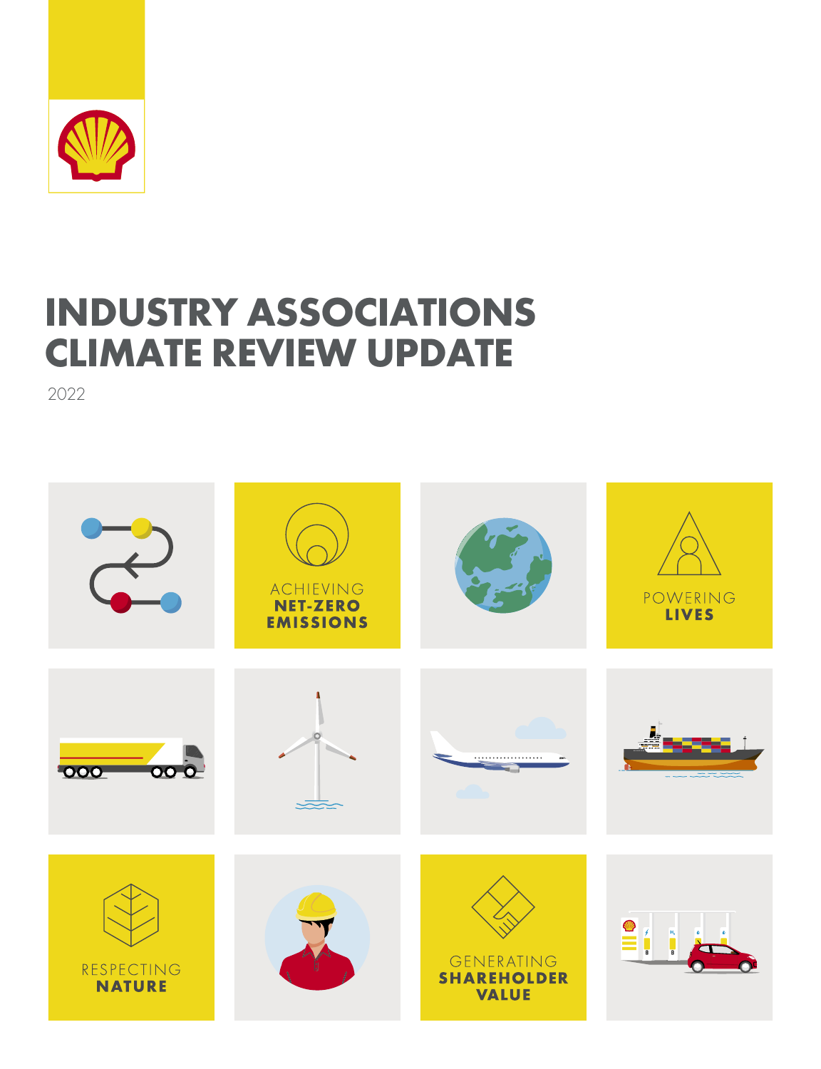# INDUSTRY ASSOCIATIONS CLIMATE REVIEW UPDATE

2022

ACHIEVING **NET-ZERO EMISSIONS**

POWERING **LIVES**

RESPECTING **NATURE**

GENERATING **SHAREHOLDER VALUE**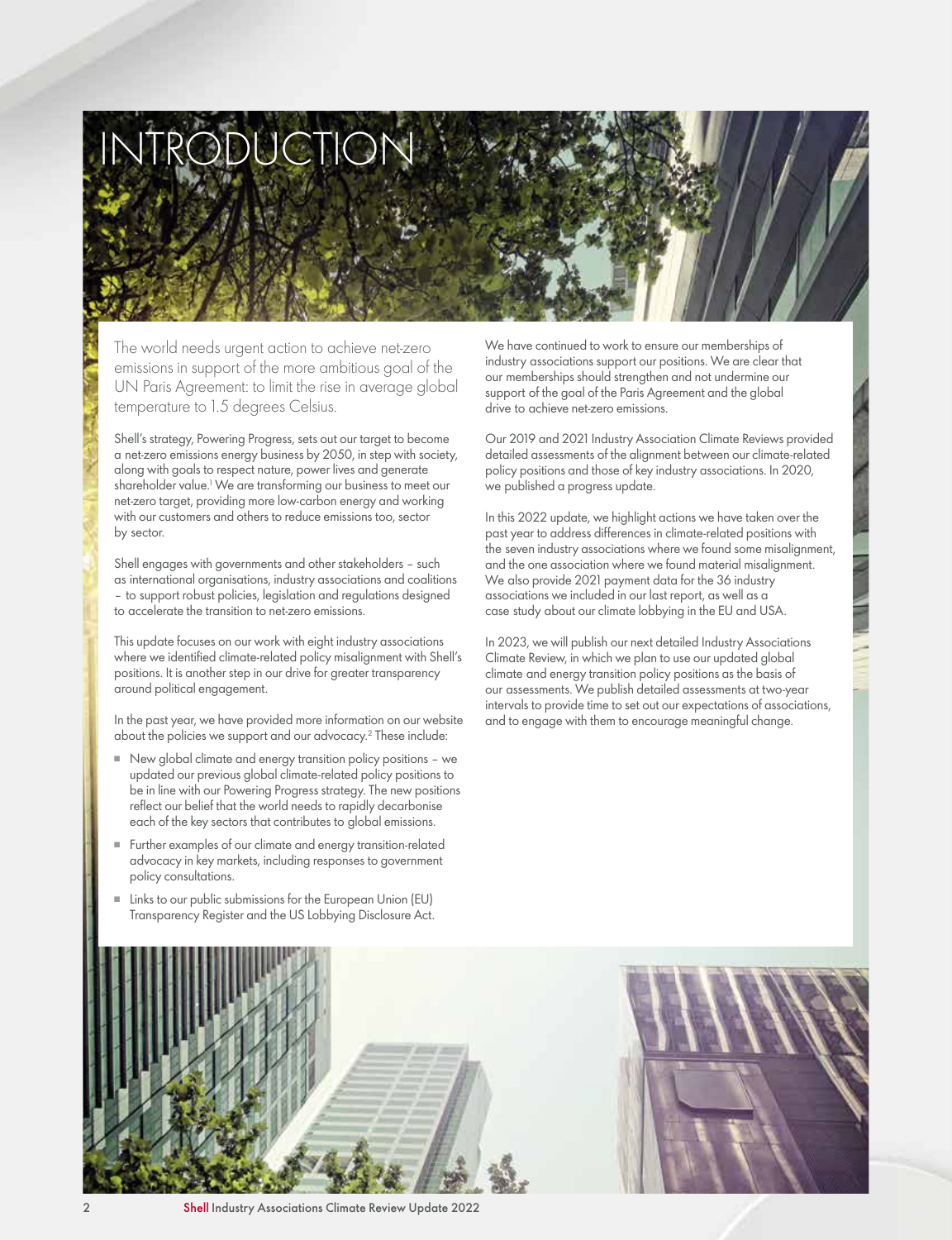# INTRODUCTION

The world needs urgent action to achieve net-zero emissions in support of the more ambitious goal of the UN Paris Agreement: to limit the rise in average global temperature to 1.5 degrees Celsius.

Shell's strategy, Powering Progress, sets out our target to become a net-zero emissions energy business by 2050, in step with society, along with goals to respect nature, power lives and generate shareholder value.[1] We are transforming our business to meet our net-zero target, providing more low-carbon energy and working with our customers and others to reduce emissions too, sector by sector.

Shell engages with governments and other stakeholders – such as international organisations, industry associations and coalitions – to support robust policies, legislation and regulations designed to accelerate the transition to net-zero emissions.

This update focuses on our work with eight industry associations where we identified climate-related policy misalignment with Shell's positions. It is another step in our drive for greater transparency around political engagement.

In the past year, we have provided more information on our website about the policies we support and our advocacy.[2] These include:

- New global climate and energy transition policy positions – we updated our previous global climate-related policy positions to be in line with our Powering Progress strategy. The new positions reflect our belief that the world needs to rapidly decarbonise each of the key sectors that contributes to global emissions.
- Further examples of our climate and energy transition-related advocacy in key markets, including responses to government policy consultations.
- Links to our public submissions for the European Union (EU) Transparency Register and the US Lobbying Disclosure Act.

We have continued to work to ensure our memberships of industry associations support our positions. We are clear that our memberships should strengthen and not undermine our support of the goal of the Paris Agreement and the global drive to achieve net-zero emissions.

Our 2019 and 2021 Industry Association Climate Reviews provided detailed assessments of the alignment between our climate-related policy positions and those of key industry associations. In 2020, we published a progress update.

In this 2022 update, we highlight actions we have taken over the past year to address differences in climate-related positions with the seven industry associations where we found some misalignment, and the one association where we found material misalignment. We also provide 2021 payment data for the 36 industry associations we included in our last report, as well as a case study about our climate lobbying in the EU and USA.

In 2023, we will publish our next detailed Industry Associations Climate Review, in which we plan to use our updated global climate and energy transition policy positions as the basis of our assessments. We publish detailed assessments at two-year intervals to provide time to set out our expectations of associations, and to engage with them to encourage meaningful change.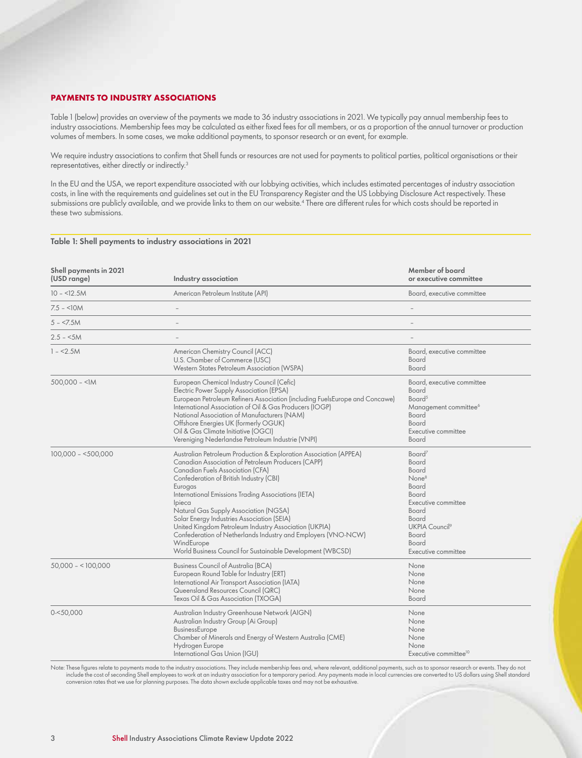## PAYMENTS TO INDUSTRY ASSOCIATIONS

Table 1 (below) provides an overview of the payments we made to 36 industry associations in 2021. We typically pay annual membership fees to industry associations. Membership fees may be calculated as either fixed fees for all members, or as a proportion of the annual turnover or production volumes of members. In some cases, we make additional payments, to sponsor research or an event, for example.

We require industry associations to confirm that Shell funds or resources are not used for payments to political parties, political organisations or their representatives, either directly or indirectly.[3]

In the EU and the USA, we report expenditure associated with our lobbying activities, which includes estimated percentages of industry association costs, in line with the requirements and guidelines set out in the EU Transparency Register and the US Lobbying Disclosure Act respectively. These submissions are publicly available, and we provide links to them on our website.[4] There are different rules for which costs should be reported in these two submissions.

**Table 1: Shell payments to industry associations in 2021**

| Shell payments in 2021 (USD range) | Industry association | Member of board or executive committee |
|---|---|---|
| 10 – <12.5M | American Petroleum Institute (API) | Board, executive committee |
| 7.5 – <10M | – | – |
| 5 – <7.5M | – | – |
| 2.5 – <5M | – | – |
| 1 – <2.5M | American Chemistry Council (ACC) | Board, executive committee |
| | U.S. Chamber of Commerce (USC) | Board |
| | Western States Petroleum Association (WSPA) | Board |
| 500,000 – <1M | European Chemical Industry Council (Cefic) | Board, executive committee |
| | Electric Power Supply Association (EPSA) | Board |
| | European Petroleum Refiners Association (including FuelsEurope and Concawe) | Board[5] |
| | International Association of Oil & Gas Producers (IOGP) | Management committee[6] |
| | National Association of Manufacturers (NAM) | Board |
| | Offshore Energies UK (formerly OGUK) | Board |
| | Oil & Gas Climate Initiative (OGCI) | Executive committee |
| | Vereniging Nederlandse Petroleum Industrie (VNPI) | Board |
| 100,000 – <500,000 | Australian Petroleum Production & Exploration Association (APPEA) | Board[7] |
| | Canadian Association of Petroleum Producers (CAPP) | Board |
| | Canadian Fuels Association (CFA) | Board |
| | Confederation of British Industry (CBI) | None[8] |
| | Eurogas | Board |
| | International Emissions Trading Associations (IETA) | Board |
| | Ipieca | Executive committee |
| | Natural Gas Supply Association (NGSA) | Board |
| | Solar Energy Industries Association (SEIA) | Board |
| | United Kingdom Petroleum Industry Association (UKPIA) | UKPIA Council[9] |
| | Confederation of Netherlands Industry and Employers (VNO-NCW) | Board |
| | WindEurope | Board |
| | World Business Council for Sustainable Development (WBCSD) | Executive committee |
| 50,000 – < 100,000 | Business Council of Australia (BCA) | None |
| | European Round Table for Industry (ERT) | None |
| | International Air Transport Association (IATA) | None |
| | Queensland Resources Council (QRC) | None |
| | Texas Oil & Gas Association (TXOGA) | Board |
| 0-<50,000 | Australian Industry Greenhouse Network (AIGN) | None |
| | Australian Industry Group (Ai Group) | None |
| | BusinessEurope | None |
| | Chamber of Minerals and Energy of Western Australia (CME) | None |
| | Hydrogen Europe | None |
| | International Gas Union (IGU) | Executive committee[10] |

Note: These figures relate to payments made to the industry associations. They include membership fees and, where relevant, additional payments, such as to sponsor research or events. They do not include the cost of seconding Shell employees to work at an industry association for a temporary period. Any payments made in local currencies are converted to US dollars using Shell standard conversion rates that we use for planning purposes. The data shown exclude applicable taxes and may not be exhaustive.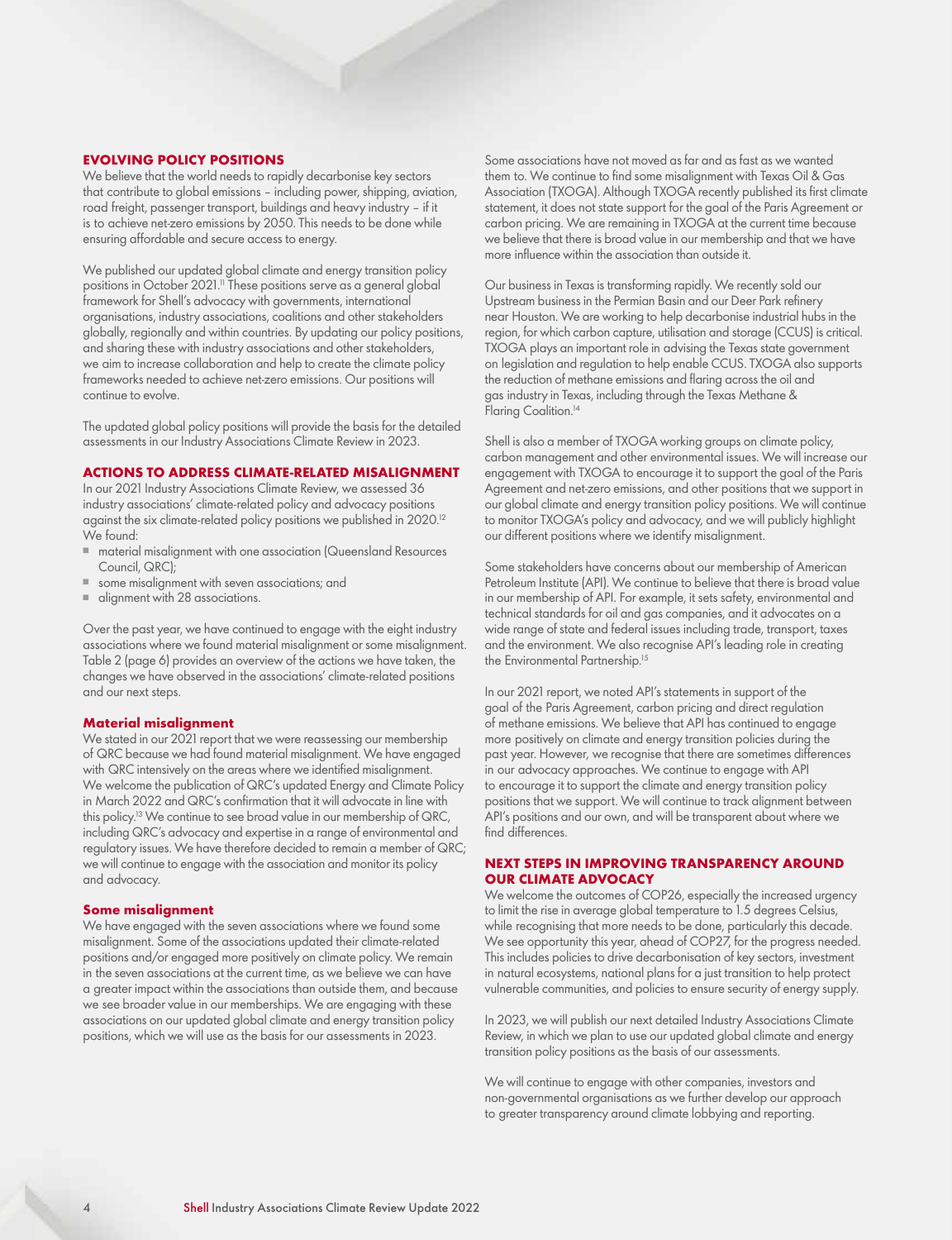## EVOLVING POLICY POSITIONS

We believe that the world needs to rapidly decarbonise key sectors that contribute to global emissions – including power, shipping, aviation, road freight, passenger transport, buildings and heavy industry – if it is to achieve net-zero emissions by 2050. This needs to be done while ensuring affordable and secure access to energy.

We published our updated global climate and energy transition policy positions in October 2021.[11] These positions serve as a general global framework for Shell's advocacy with governments, international organisations, industry associations, coalitions and other stakeholders globally, regionally and within countries. By updating our policy positions, and sharing these with industry associations and other stakeholders, we aim to increase collaboration and help to create the climate policy frameworks needed to achieve net-zero emissions. Our positions will continue to evolve.

The updated global policy positions will provide the basis for the detailed assessments in our Industry Associations Climate Review in 2023.

## ACTIONS TO ADDRESS CLIMATE-RELATED MISALIGNMENT

In our 2021 Industry Associations Climate Review, we assessed 36 industry associations' climate-related policy and advocacy positions against the six climate-related policy positions we published in 2020.[12] We found:

- material misalignment with one association (Queensland Resources Council, QRC);
- some misalignment with seven associations; and
- alignment with 28 associations.

Over the past year, we have continued to engage with the eight industry associations where we found material misalignment or some misalignment. Table 2 (page 6) provides an overview of the actions we have taken, the changes we have observed in the associations' climate-related positions and our next steps.

### Material misalignment

We stated in our 2021 report that we were reassessing our membership of QRC because we had found material misalignment. We have engaged with QRC intensively on the areas where we identified misalignment. We welcome the publication of QRC's updated Energy and Climate Policy in March 2022 and QRC's confirmation that it will advocate in line with this policy.[13] We continue to see broad value in our membership of QRC, including QRC's advocacy and expertise in a range of environmental and regulatory issues. We have therefore decided to remain a member of QRC; we will continue to engage with the association and monitor its policy and advocacy.

### Some misalignment

We have engaged with the seven associations where we found some misalignment. Some of the associations updated their climate-related positions and/or engaged more positively on climate policy. We remain in the seven associations at the current time, as we believe we can have a greater impact within the associations than outside them, and because we see broader value in our memberships. We are engaging with these associations on our updated global climate and energy transition policy positions, which we will use as the basis for our assessments in 2023.

Some associations have not moved as far and as fast as we wanted them to. We continue to find some misalignment with Texas Oil & Gas Association (TXOGA). Although TXOGA recently published its first climate statement, it does not state support for the goal of the Paris Agreement or carbon pricing. We are remaining in TXOGA at the current time because we believe that there is broad value in our membership and that we have more influence within the association than outside it.

Our business in Texas is transforming rapidly. We recently sold our Upstream business in the Permian Basin and our Deer Park refinery near Houston. We are working to help decarbonise industrial hubs in the region, for which carbon capture, utilisation and storage (CCUS) is critical. TXOGA plays an important role in advising the Texas state government on legislation and regulation to help enable CCUS. TXOGA also supports the reduction of methane emissions and flaring across the oil and gas industry in Texas, including through the Texas Methane & Flaring Coalition.[14]

Shell is also a member of TXOGA working groups on climate policy, carbon management and other environmental issues. We will increase our engagement with TXOGA to encourage it to support the goal of the Paris Agreement and net-zero emissions, and other positions that we support in our global climate and energy transition policy positions. We will continue to monitor TXOGA's policy and advocacy, and we will publicly highlight our different positions where we identify misalignment.

Some stakeholders have concerns about our membership of American Petroleum Institute (API). We continue to believe that there is broad value in our membership of API. For example, it sets safety, environmental and technical standards for oil and gas companies, and it advocates on a wide range of state and federal issues including trade, transport, taxes and the environment. We also recognise API's leading role in creating the Environmental Partnership.[15]

In our 2021 report, we noted API's statements in support of the goal of the Paris Agreement, carbon pricing and direct regulation of methane emissions. We believe that API has continued to engage more positively on climate and energy transition policies during the past year. However, we recognise that there are sometimes differences in our advocacy approaches. We continue to engage with API to encourage it to support the climate and energy transition policy positions that we support. We will continue to track alignment between API's positions and our own, and will be transparent about where we find differences.

## NEXT STEPS IN IMPROVING TRANSPARENCY AROUND OUR CLIMATE ADVOCACY

We welcome the outcomes of COP26, especially the increased urgency to limit the rise in average global temperature to 1.5 degrees Celsius, while recognising that more needs to be done, particularly this decade. We see opportunity this year, ahead of COP27, for the progress needed. This includes policies to drive decarbonisation of key sectors, investment in natural ecosystems, national plans for a just transition to help protect vulnerable communities, and policies to ensure security of energy supply.

In 2023, we will publish our next detailed Industry Associations Climate Review, in which we plan to use our updated global climate and energy transition policy positions as the basis of our assessments.

We will continue to engage with other companies, investors and non-governmental organisations as we further develop our approach to greater transparency around climate lobbying and reporting.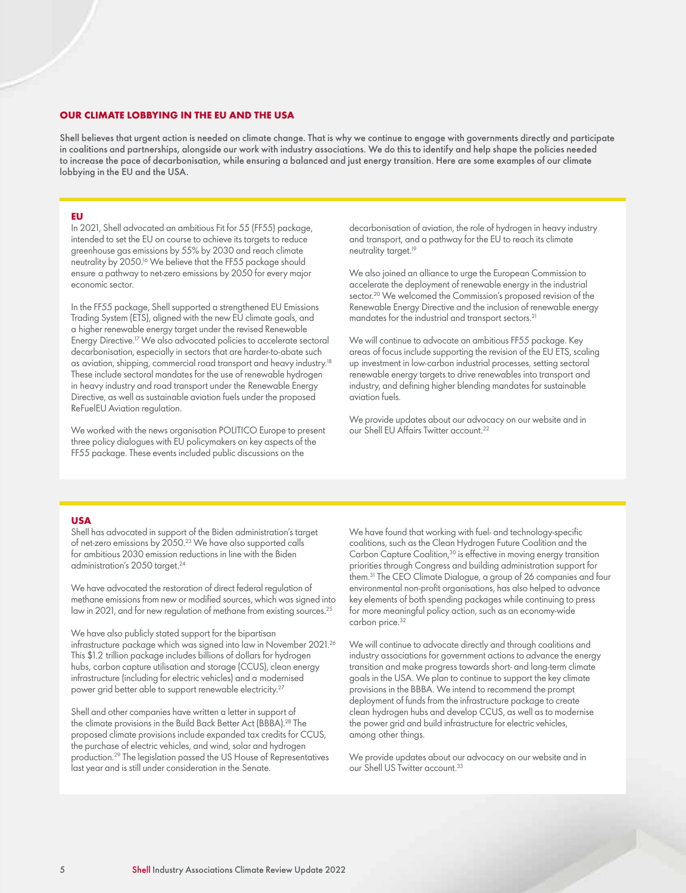## OUR CLIMATE LOBBYING IN THE EU AND THE USA

**Shell believes that urgent action is needed on climate change. That is why we continue to engage with governments directly and participate in coalitions and partnerships, alongside our work with industry associations. We do this to identify and help shape the policies needed to increase the pace of decarbonisation, while ensuring a balanced and just energy transition. Here are some examples of our climate lobbying in the EU and the USA.**

### EU

In 2021, Shell advocated an ambitious Fit for 55 (FF55) package, intended to set the EU on course to achieve its targets to reduce greenhouse gas emissions by 55% by 2030 and reach climate neutrality by 2050.[16] We believe that the FF55 package should ensure a pathway to net-zero emissions by 2050 for every major economic sector.

In the FF55 package, Shell supported a strengthened EU Emissions Trading System (ETS), aligned with the new EU climate goals, and a higher renewable energy target under the revised Renewable Energy Directive.[17] We also advocated policies to accelerate sectoral decarbonisation, especially in sectors that are harder-to-abate such as aviation, shipping, commercial road transport and heavy industry.[18] These include sectoral mandates for the use of renewable hydrogen in heavy industry and road transport under the Renewable Energy Directive, as well as sustainable aviation fuels under the proposed ReFuelEU Aviation regulation.

We worked with the news organisation POLITICO Europe to present three policy dialogues with EU policymakers on key aspects of the FF55 package. These events included public discussions on the decarbonisation of aviation, the role of hydrogen in heavy industry and transport, and a pathway for the EU to reach its climate neutrality target.[19]

We also joined an alliance to urge the European Commission to accelerate the deployment of renewable energy in the industrial sector.[20] We welcomed the Commission's proposed revision of the Renewable Energy Directive and the inclusion of renewable energy mandates for the industrial and transport sectors.[21]

We will continue to advocate an ambitious FF55 package. Key areas of focus include supporting the revision of the EU ETS, scaling up investment in low-carbon industrial processes, setting sectoral renewable energy targets to drive renewables into transport and industry, and defining higher blending mandates for sustainable aviation fuels.

We provide updates about our advocacy on our website and in our Shell EU Affairs Twitter account.[22]

### USA

Shell has advocated in support of the Biden administration's target of net-zero emissions by 2050.[23] We have also supported calls for ambitious 2030 emission reductions in line with the Biden administration's 2050 target.[24]

We have advocated the restoration of direct federal regulation of methane emissions from new or modified sources, which was signed into law in 2021, and for new regulation of methane from existing sources.[25]

We have also publicly stated support for the bipartisan infrastructure package which was signed into law in November 2021.[26] This $1.2 trillion package includes billions of dollars for hydrogen hubs, carbon capture utilisation and storage (CCUS), clean energy infrastructure (including for electric vehicles) and a modernised power grid better able to support renewable electricity.[27]

Shell and other companies have written a letter in support of the climate provisions in the Build Back Better Act (BBBA).[28] The proposed climate provisions include expanded tax credits for CCUS, the purchase of electric vehicles, and wind, solar and hydrogen production.[29] The legislation passed the US House of Representatives last year and is still under consideration in the Senate.

We have found that working with fuel- and technology-specific coalitions, such as the Clean Hydrogen Future Coalition and the Carbon Capture Coalition,[30] is effective in moving energy transition priorities through Congress and building administration support for them.[31] The CEO Climate Dialogue, a group of 26 companies and four environmental non-profit organisations, has also helped to advance key elements of both spending packages while continuing to press for more meaningful policy action, such as an economy-wide carbon price.[32]

We will continue to advocate directly and through coalitions and industry associations for government actions to advance the energy transition and make progress towards short- and long-term climate goals in the USA. We plan to continue to support the key climate provisions in the BBBA. We intend to recommend the prompt deployment of funds from the infrastructure package to create clean hydrogen hubs and develop CCUS, as well as to modernise the power grid and build infrastructure for electric vehicles, among other things.

We provide updates about our advocacy on our website and in our Shell US Twitter account.[33]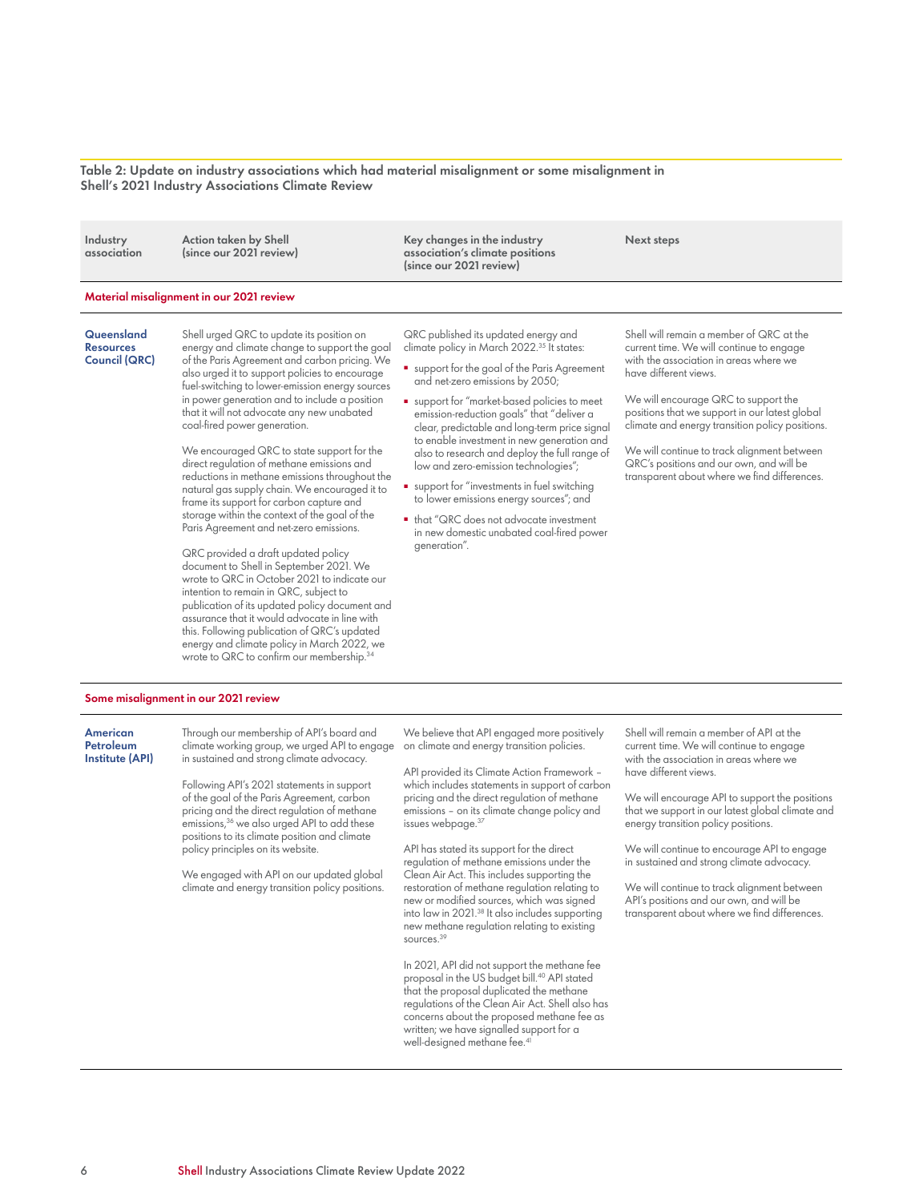**Table 2: Update on industry associations which had material misalignment or some misalignment in Shell's 2021 Industry Associations Climate Review**

| Industry association | Action taken by Shell (since our 2021 review) | Key changes in the industry association's climate positions (since our 2021 review) | Next steps |
|---|---|---|---|
| **Material misalignment in our 2021 review** | | | |
| **Queensland Resources Council (QRC)** | Shell urged QRC to update its position on energy and climate change to support the goal of the Paris Agreement and carbon pricing. We also urged it to support policies to encourage fuel-switching to lower-emission energy sources in power generation and to include a position that it will not advocate any new unabated coal-fired power generation.<br><br>We encouraged QRC to state support for the direct regulation of methane emissions and reductions in methane emissions throughout the natural gas supply chain. We encouraged it to frame its support for carbon capture and storage within the context of the goal of the Paris Agreement and net-zero emissions.<br><br>QRC provided a draft updated policy document to Shell in September 2021. We wrote to QRC in October 2021 to indicate our intention to remain in QRC, subject to publication of its updated policy document and assurance that it would advocate in line with this. Following publication of QRC's updated energy and climate policy in March 2022, we wrote to QRC to confirm our membership.[34] | QRC published its updated energy and climate policy in March 2022.[35] It states:<br>▪ support for the goal of the Paris Agreement and net-zero emissions by 2050;<br>▪ support for "market-based policies to meet emission-reduction goals" that "deliver a clear, predictable and long-term price signal to enable investment in new generation and also to research and deploy the full range of low and zero-emission technologies";<br>▪ support for "investments in fuel switching to lower emissions energy sources"; and<br>▪ that "QRC does not advocate investment in new domestic unabated coal-fired power generation". | Shell will remain a member of QRC at the current time. We will continue to engage with the association in areas where we have different views.<br><br>We will encourage QRC to support the positions that we support in our latest global climate and energy transition policy positions.<br><br>We will continue to track alignment between QRC's positions and our own, and will be transparent about where we find differences. |
| **Some misalignment in our 2021 review** | | | |
| **American Petroleum Institute (API)** | Through our membership of API's board and climate working group, we urged API to engage in sustained and strong climate advocacy.<br><br>Following API's 2021 statements in support of the goal of the Paris Agreement, carbon pricing and the direct regulation of methane emissions,[36] we also urged API to add these positions to its climate position and climate policy principles on its website.<br><br>We engaged with API on our updated global climate and energy transition policy positions. | We believe that API engaged more positively on climate and energy transition policies.<br><br>API provided its Climate Action Framework – which includes statements in support of carbon pricing and the direct regulation of methane emissions – on its climate change policy and issues webpage.[37]<br><br>API has stated its support for the direct regulation of methane emissions under the Clean Air Act. This includes supporting the restoration of methane regulation relating to new or modified sources, which was signed into law in 2021.[38] It also includes supporting new methane regulation relating to existing sources.[39]<br><br>In 2021, API did not support the methane fee proposal in the US budget bill.[40] API stated that the proposal duplicated the methane regulations of the Clean Air Act. Shell also has concerns about the proposed methane fee as written; we have signalled support for a well-designed methane fee.[41] | Shell will remain a member of API at the current time. We will continue to engage with the association in areas where we have different views.<br><br>We will encourage API to support the positions that we support in our latest global climate and energy transition policy positions.<br><br>We will continue to encourage API to engage in sustained and strong climate advocacy.<br><br>We will continue to track alignment between API's positions and our own, and will be transparent about where we find differences. |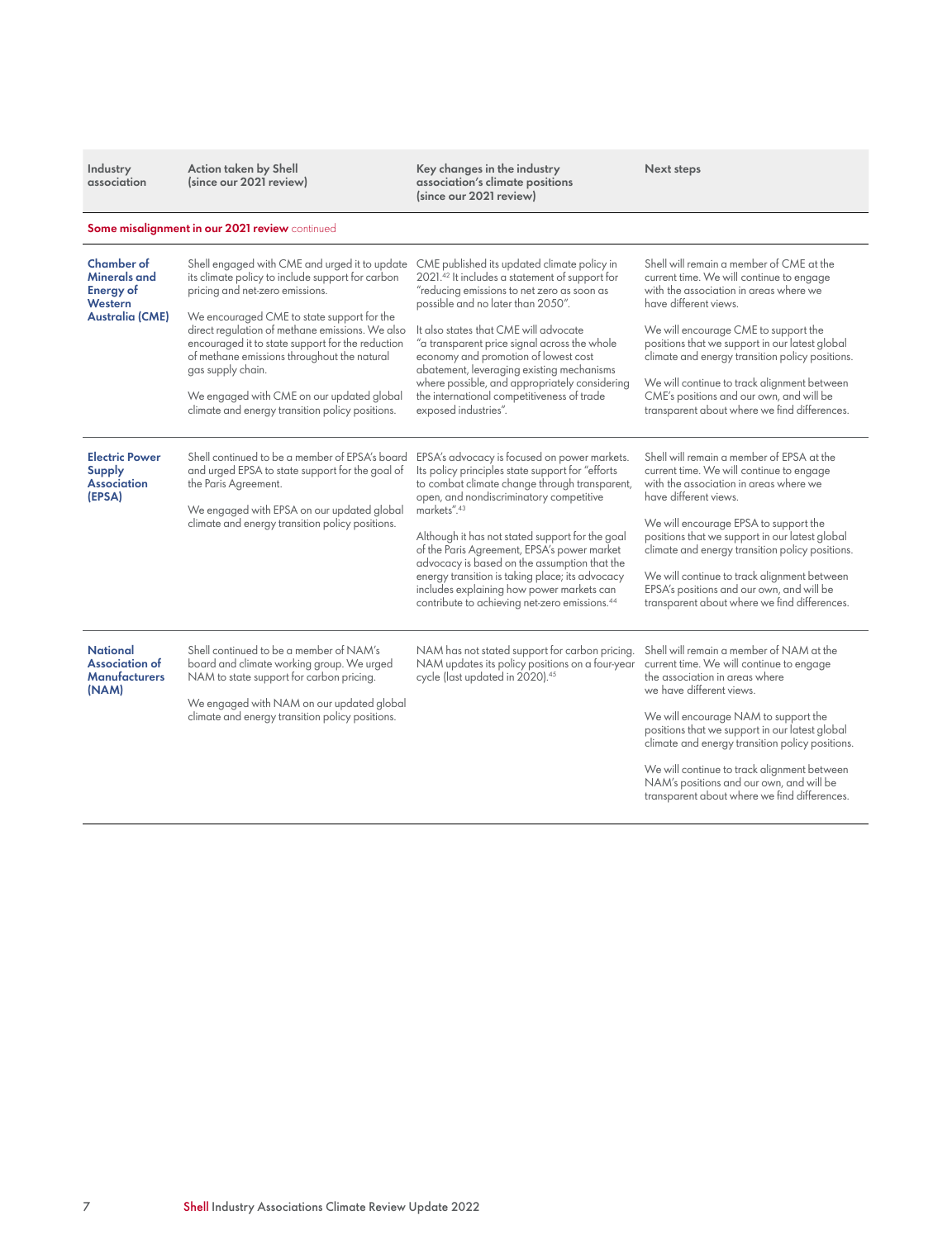| Industry association | Action taken by Shell (since our 2021 review) | Key changes in the industry association's climate positions (since our 2021 review) | Next steps |
|---|---|---|---|
| **Some misalignment in our 2021 review** continued | | | |
| **Chamber of Minerals and Energy of Western Australia (CME)** | Shell engaged with CME and urged it to update its climate policy to include support for carbon pricing and net-zero emissions.<br><br>We encouraged CME to state support for the direct regulation of methane emissions. We also encouraged it to state support for the reduction of methane emissions throughout the natural gas supply chain.<br><br>We engaged with CME on our updated global climate and energy transition policy positions. | CME published its updated climate policy in 2021.[42] It includes a statement of support for "reducing emissions to net zero as soon as possible and no later than 2050".<br><br>It also states that CME will advocate "a transparent price signal across the whole economy and promotion of lowest cost abatement, leveraging existing mechanisms where possible, and appropriately considering the international competitiveness of trade exposed industries". | Shell will remain a member of CME at the current time. We will continue to engage with the association in areas where we have different views.<br><br>We will encourage CME to support the positions that we support in our latest global climate and energy transition policy positions.<br><br>We will continue to track alignment between CME's positions and our own, and will be transparent about where we find differences. |
| **Electric Power Supply Association (EPSA)** | Shell continued to be a member of EPSA's board and urged EPSA to state support for the goal of the Paris Agreement.<br><br>We engaged with EPSA on our updated global climate and energy transition policy positions. | EPSA's advocacy is focused on power markets. Its policy principles state support for "efforts to combat climate change through transparent, open, and nondiscriminatory competitive markets".[43]<br><br>Although it has not stated support for the goal of the Paris Agreement, EPSA's power market advocacy is based on the assumption that the energy transition is taking place; its advocacy includes explaining how power markets can contribute to achieving net-zero emissions.[44] | Shell will remain a member of EPSA at the current time. We will continue to engage with the association in areas where we have different views.<br><br>We will encourage EPSA to support the positions that we support in our latest global climate and energy transition policy positions.<br><br>We will continue to track alignment between EPSA's positions and our own, and will be transparent about where we find differences. |
| **National Association of Manufacturers (NAM)** | Shell continued to be a member of NAM's board and climate working group. We urged NAM to state support for carbon pricing.<br><br>We engaged with NAM on our updated global climate and energy transition policy positions. | NAM has not stated support for carbon pricing. NAM updates its policy positions on a four-year cycle (last updated in 2020).[45] | Shell will remain a member of NAM at the current time. We will continue to engage the association in areas where we have different views.<br><br>We will encourage NAM to support the positions that we support in our latest global climate and energy transition policy positions.<br><br>We will continue to track alignment between NAM's positions and our own, and will be transparent about where we find differences. |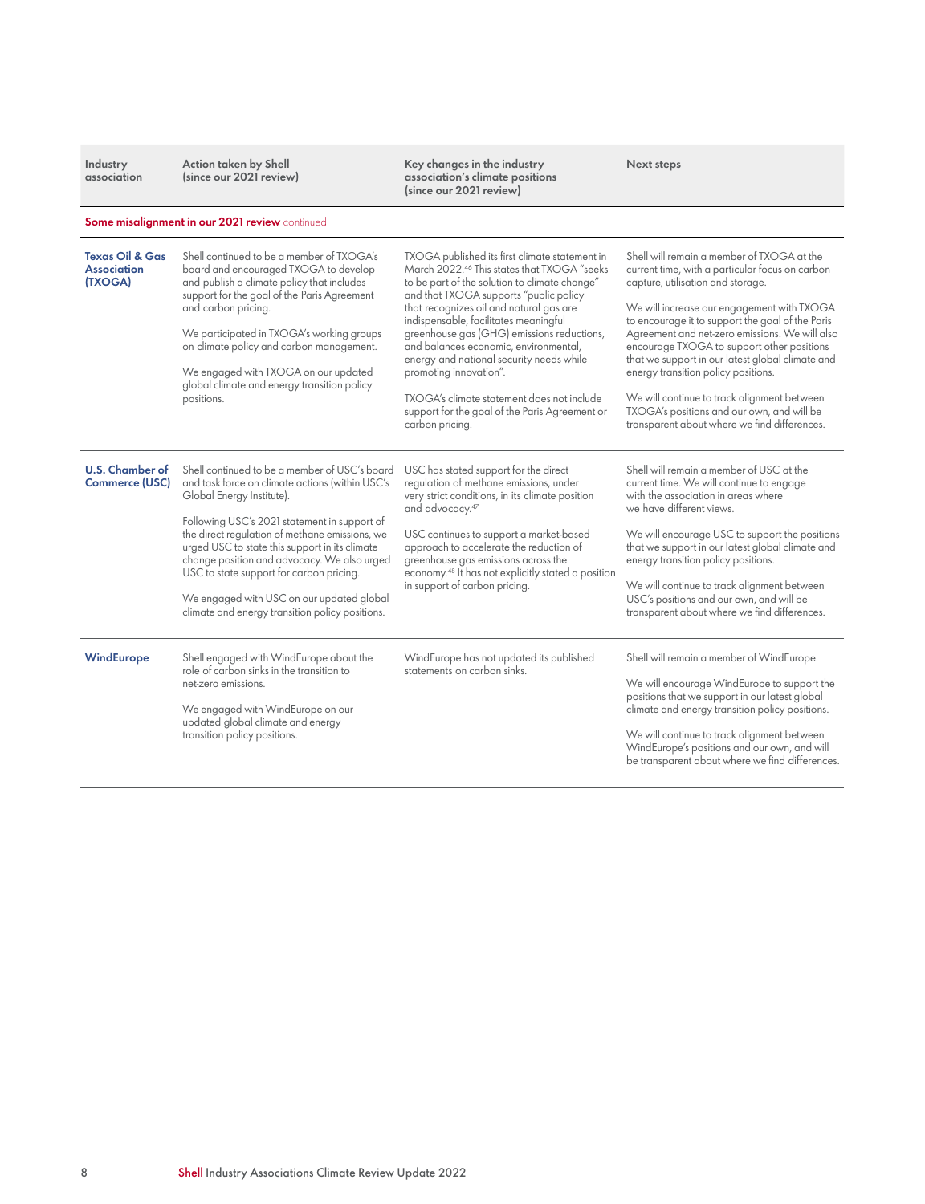| Industry association | Action taken by Shell (since our 2021 review) | Key changes in the industry association's climate positions (since our 2021 review) | Next steps |
|---|---|---|---|
| **Some misalignment in our 2021 review** continued | | | |
| **Texas Oil & Gas Association (TXOGA)** | Shell continued to be a member of TXOGA's board and encouraged TXOGA to develop and publish a climate policy that includes support for the goal of the Paris Agreement and carbon pricing.<br><br>We participated in TXOGA's working groups on climate policy and carbon management.<br><br>We engaged with TXOGA on our updated global climate and energy transition policy positions. | TXOGA published its first climate statement in March 2022.[46] This states that TXOGA "seeks to be part of the solution to climate change" and that TXOGA supports "public policy that recognizes oil and natural gas are indispensable, facilitates meaningful greenhouse gas (GHG) emissions reductions, and balances economic, environmental, energy and national security needs while promoting innovation".<br><br>TXOGA's climate statement does not include support for the goal of the Paris Agreement or carbon pricing. | Shell will remain a member of TXOGA at the current time, with a particular focus on carbon capture, utilisation and storage.<br><br>We will increase our engagement with TXOGA to encourage it to support the goal of the Paris Agreement and net-zero emissions. We will also encourage TXOGA to support other positions that we support in our latest global climate and energy transition policy positions.<br><br>We will continue to track alignment between TXOGA's positions and our own, and will be transparent about where we find differences. |
| **U.S. Chamber of Commerce (USC)** | Shell continued to be a member of USC's board and task force on climate actions (within USC's Global Energy Institute).<br><br>Following USC's 2021 statement in support of the direct regulation of methane emissions, we urged USC to state this support in its climate change position and advocacy. We also urged USC to state support for carbon pricing.<br><br>We engaged with USC on our updated global climate and energy transition policy positions. | USC has stated support for the direct regulation of methane emissions, under very strict conditions, in its climate position and advocacy.[47]<br><br>USC continues to support a market-based approach to accelerate the reduction of greenhouse gas emissions across the economy.[48] It has not explicitly stated a position in support of carbon pricing. | Shell will remain a member of USC at the current time. We will continue to engage with the association in areas where we have different views.<br><br>We will encourage USC to support the positions that we support in our latest global climate and energy transition policy positions.<br><br>We will continue to track alignment between USC's positions and our own, and will be transparent about where we find differences. |
| **WindEurope** | Shell engaged with WindEurope about the role of carbon sinks in the transition to net-zero emissions.<br><br>We engaged with WindEurope on our updated global climate and energy transition policy positions. | WindEurope has not updated its published statements on carbon sinks. | Shell will remain a member of WindEurope.<br><br>We will encourage WindEurope to support the positions that we support in our latest global climate and energy transition policy positions.<br><br>We will continue to track alignment between WindEurope's positions and our own, and will be transparent about where we find differences. |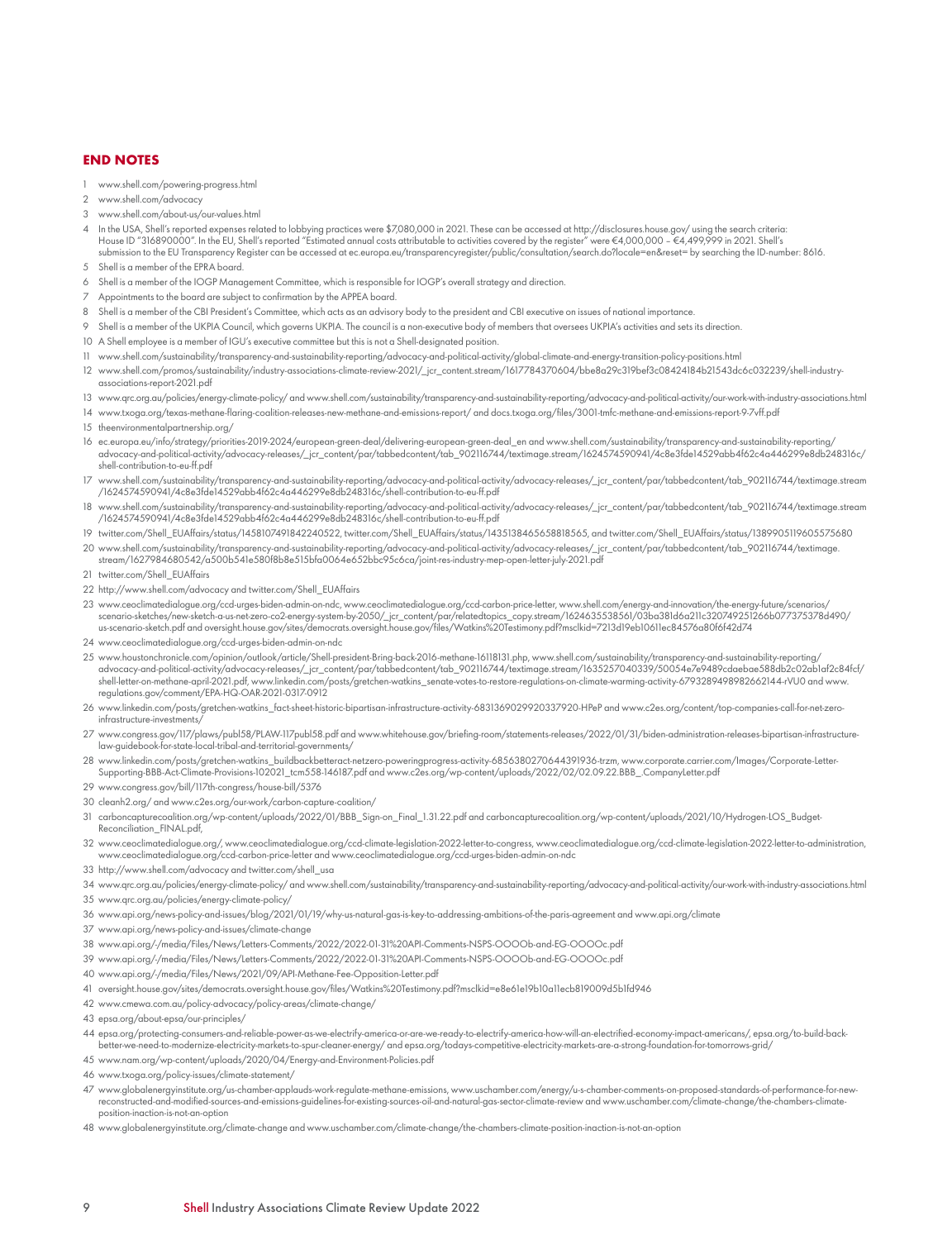## END NOTES

1. www.shell.com/powering-progress.html
2. www.shell.com/advocacy
3. www.shell.com/about-us/our-values.html
4. In the USA, Shell's reported expenses related to lobbying practices were $7,080,000 in 2021. These can be accessed at http://disclosures.house.gov/ using the search criteria: House ID "316890000". In the EU, Shell's reported "Estimated annual costs attributable to activities covered by the register" were €4,000,000 – €4,499,999 in 2021. Shell's submission to the EU Transparency Register can be accessed at ec.europa.eu/transparencyregister/public/consultation/search.do?locale=en&reset= by searching the ID-number: 8616.
5. Shell is a member of the EPRA board.
6. Shell is a member of the IOGP Management Committee, which is responsible for IOGP's overall strategy and direction.
7. Appointments to the board are subject to confirmation by the APPEA board.
8. Shell is a member of the CBI President's Committee, which acts as an advisory body to the president and CBI executive on issues of national importance.
9. Shell is a member of the UKPIA Council, which governs UKPIA. The council is a non-executive body of members that oversees UKPIA's activities and sets its direction.
10. A Shell employee is a member of IGU's executive committee but this is not a Shell-designated position.
11. www.shell.com/sustainability/transparency-and-sustainability-reporting/advocacy-and-political-activity/global-climate-and-energy-transition-policy-positions.html
12. www.shell.com/promos/sustainability/industry-associations-climate-review-2021/_jcr_content.stream/1617784370604/bbe8a29c319bef3c08424184b21543dc6c032239/shell-industry-associations-report-2021.pdf
13. www.qrc.org.au/policies/energy-climate-policy/ and www.shell.com/sustainability/transparency-and-sustainability-reporting/advocacy-and-political-activity/our-work-with-industry-associations.html
14. www.txoga.org/texas-methane-flaring-coalition-releases-new-methane-and-emissions-report/ and docs.txoga.org/files/3001-tmfc-methane-and-emissions-report-9-7vff.pdf
15. theenvironmentalpartnership.org/
16. ec.europa.eu/info/strategy/priorities-2019-2024/european-green-deal/delivering-european-green-deal_en and www.shell.com/sustainability/transparency-and-sustainability-reporting/advocacy-and-political-activity/advocacy-releases/_jcr_content/par/tabbedcontent/tab_902116744/textimage.stream/1624574590941/4c8e3fde14529abb4f62c4a446299e8db248316c/shell-contribution-to-eu-ff.pdf
17. www.shell.com/sustainability/transparency-and-sustainability-reporting/advocacy-and-political-activity/advocacy-releases/_jcr_content/par/tabbedcontent/tab_902116744/textimage.stream/1624574590941/4c8e3fde14529abb4f62c4a446299e8db248316c/shell-contribution-to-eu-ff.pdf
18. www.shell.com/sustainability/transparency-and-sustainability-reporting/advocacy-and-political-activity/advocacy-releases/_jcr_content/par/tabbedcontent/tab_902116744/textimage.stream/1624574590941/4c8e3fde14529abb4f62c4a446299e8db248316c/shell-contribution-to-eu-ff.pdf
19. twitter.com/Shell_EUAffairs/status/1458107491842240522, twitter.com/Shell_EUAffairs/status/1435138465658818565, and twitter.com/Shell_EUAffairs/status/1389905119605575680
20. www.shell.com/sustainability/transparency-and-sustainability-reporting/advocacy-and-political-activity/advocacy-releases/_jcr_content/par/tabbedcontent/tab_902116744/textimage.stream/1627984680542/a500b541e580f8b8e515bfa0064e652bbc95c6ca/joint-res-industry-mep-open-letter-july-2021.pdf
21. twitter.com/Shell_EUAffairs
22. http://www.shell.com/advocacy and twitter.com/Shell_EUAffairs
23. www.ceoclimatedialogue.org/ccd-urges-biden-admin-on-ndc, www.ceoclimatedialogue.org/ccd-carbon-price-letter, www.shell.com/energy-and-innovation/the-energy-future/scenarios/scenario-sketches/new-sketch-a-us-net-zero-co2-energy-system-by-2050/_jcr_content/par/relatedtopics_copy.stream/1624635538561/03ba381d6a211c320749251266b077375378d490/us-scenario-sketch.pdf and oversight.house.gov/sites/democrats.oversight.house.gov/files/Watkins%20Testimony.pdf?msclkid=7213d19eb10611ec84576a80f6f42d74
24. www.ceoclimatedialogue.org/ccd-urges-biden-admin-on-ndc
25. www.houstonchronicle.com/opinion/outlook/article/Shell-president-Bring-back-2016-methane-16118131.php, www.shell.com/sustainability/transparency-and-sustainability-reporting/advocacy-and-political-activity/advocacy-releases/_jcr_content/par/tabbedcontent/tab_902116744/textimage.stream/1635257040339/50054e7e9489cdaebae588db2c02ab1af2c84fcf/shell-letter-on-methane-april-2021.pdf, www.linkedin.com/posts/gretchen-watkins_senate-votes-to-restore-regulations-on-climate-warming-activity-6793289498982662144-rVU0 and www.regulations.gov/comment/EPA-HQ-OAR-2021-0317-0912
26. www.linkedin.com/posts/gretchen-watkins_fact-sheet-historic-bipartisan-infrastructure-activity-6831369029920337920-HPeP and www.c2es.org/content/top-companies-call-for-net-zero-infrastructure-investments/
27. www.congress.gov/117/plaws/publ58/PLAW-117publ58.pdf and www.whitehouse.gov/briefing-room/statements-releases/2022/01/31/biden-administration-releases-bipartisan-infrastructure-law-guidebook-for-state-local-tribal-and-territorial-governments/
28. www.linkedin.com/posts/gretchen-watkins_buildbackbetteract-netzero-poweringprogress-activity-6856380270644391936-trzm, www.corporate.carrier.com/Images/Corporate-Letter-Supporting-BBB-Act-Climate-Provisions-102021_tcm558-146187.pdf and www.c2es.org/wp-content/uploads/2022/02/02.09.22.BBB_.CompanyLetter.pdf
29. www.congress.gov/bill/117th-congress/house-bill/5376
30. cleanh2.org/ and www.c2es.org/our-work/carbon-capture-coalition/
31. carboncapturecoalition.org/wp-content/uploads/2022/01/BBB_Sign-on_Final_1.31.22.pdf and carboncapturecoalition.org/wp-content/uploads/2021/10/Hydrogen-LOS_Budget-Reconciliation_FINAL.pdf,
32. www.ceoclimatedialogue.org/, www.ceoclimatedialogue.org/ccd-climate-legislation-2022-letter-to-congress, www.ceoclimatedialogue.org/ccd-climate-legislation-2022-letter-to-administration, www.ceoclimatedialogue.org/ccd-carbon-price-letter and www.ceoclimatedialogue.org/ccd-urges-biden-admin-on-ndc
33. http://www.shell.com/advocacy and twitter.com/shell_usa
34. www.qrc.org.au/policies/energy-climate-policy/ and www.shell.com/sustainability/transparency-and-sustainability-reporting/advocacy-and-political-activity/our-work-with-industry-associations.html
35. www.qrc.org.au/policies/energy-climate-policy/
36. www.api.org/news-policy-and-issues/blog/2021/01/19/why-us-natural-gas-is-key-to-addressing-ambitions-of-the-paris-agreement and www.api.org/climate
37. www.api.org/news-policy-and-issues/climate-change
38. www.api.org/-/media/Files/News/Letters-Comments/2022/2022-01-31%20API-Comments-NSPS-OOOOb-and-EG-OOOOc.pdf
39. www.api.org/-/media/Files/News/Letters-Comments/2022/2022-01-31%20API-Comments-NSPS-OOOOb-and-EG-OOOOc.pdf
40. www.api.org/-/media/Files/News/2021/09/API-Methane-Fee-Opposition-Letter.pdf
41. oversight.house.gov/sites/democrats.oversight.house.gov/files/Watkins%20Testimony.pdf?msclkid=e8e61e19b10a11ecb819009d5b1fd946
42. www.cmewa.com.au/policy-advocacy/policy-areas/climate-change/
43. epsa.org/about-epsa/our-principles/
44. epsa.org/protecting-consumers-and-reliable-power-as-we-electrify-america-or-are-we-ready-to-electrify-america-how-will-an-electrified-economy-impact-americans/, epsa.org/to-build-back-better-we-need-to-modernize-electricity-markets-to-spur-cleaner-energy/ and epsa.org/todays-competitive-electricity-markets-are-a-strong-foundation-for-tomorrows-grid/
45. www.nam.org/wp-content/uploads/2020/04/Energy-and-Environment-Policies.pdf
46. www.txoga.org/policy-issues/climate-statement/
47. www.globalenergyinstitute.org/us-chamber-applauds-work-regulate-methane-emissions, www.uschamber.com/energy/u-s-chamber-comments-on-proposed-standards-of-performance-for-new-reconstructed-and-modified-sources-and-emissions-guidelines-for-existing-sources-oil-and-natural-gas-sector-climate-review and www.uschamber.com/climate-change/the-chambers-climate-position-inaction-is-not-an-option
48. www.globalenergyinstitute.org/climate-change and www.uschamber.com/climate-change/the-chambers-climate-position-inaction-is-not-an-option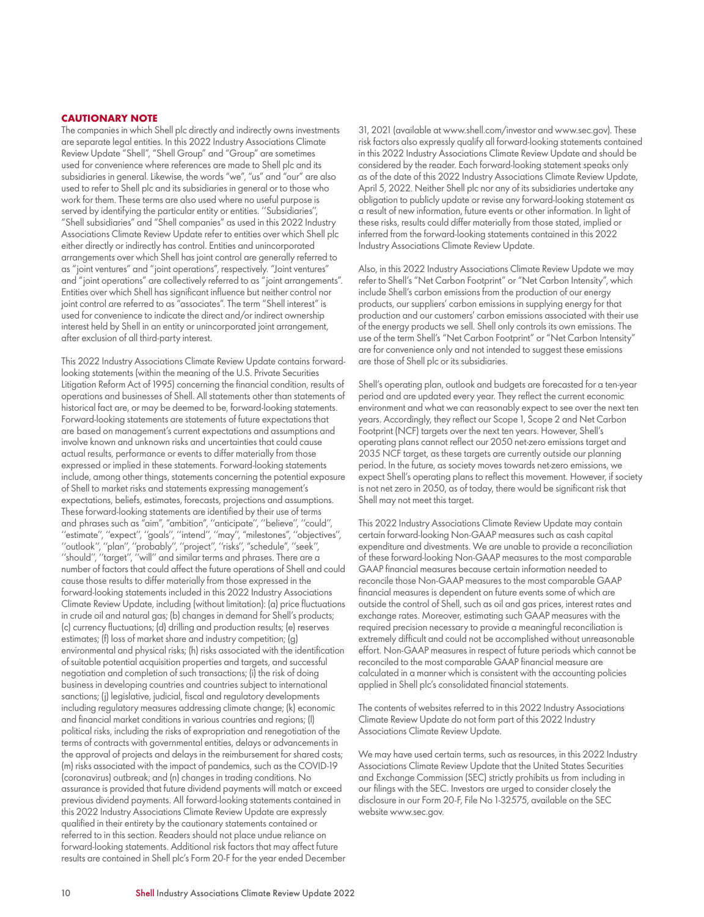## CAUTIONARY NOTE

The companies in which Shell plc directly and indirectly owns investments are separate legal entities. In this 2022 Industry Associations Climate Review Update "Shell", "Shell Group" and "Group" are sometimes used for convenience where references are made to Shell plc and its subsidiaries in general. Likewise, the words "we", "us" and "our" are also used to refer to Shell plc and its subsidiaries in general or to those who work for them. These terms are also used where no useful purpose is served by identifying the particular entity or entities. ''Subsidiaries'', "Shell subsidiaries" and "Shell companies" as used in this 2022 Industry Associations Climate Review Update refer to entities over which Shell plc either directly or indirectly has control. Entities and unincorporated arrangements over which Shell has joint control are generally referred to as "joint ventures" and "joint operations", respectively. "Joint ventures" and "joint operations" are collectively referred to as "joint arrangements". Entities over which Shell has significant influence but neither control nor joint control are referred to as "associates". The term "Shell interest" is used for convenience to indicate the direct and/or indirect ownership interest held by Shell in an entity or unincorporated joint arrangement, after exclusion of all third-party interest.

This 2022 Industry Associations Climate Review Update contains forward-looking statements (within the meaning of the U.S. Private Securities Litigation Reform Act of 1995) concerning the financial condition, results of operations and businesses of Shell. All statements other than statements of historical fact are, or may be deemed to be, forward-looking statements. Forward-looking statements are statements of future expectations that are based on management's current expectations and assumptions and involve known and unknown risks and uncertainties that could cause actual results, performance or events to differ materially from those expressed or implied in these statements. Forward-looking statements include, among other things, statements concerning the potential exposure of Shell to market risks and statements expressing management's expectations, beliefs, estimates, forecasts, projections and assumptions. These forward-looking statements are identified by their use of terms and phrases such as "aim", "ambition", ''anticipate'', ''believe'', ''could'', ''estimate'', ''expect'', ''goals'', ''intend'', ''may'', "milestones", ''objectives'', ''outlook'', ''plan'', ''probably'', ''project'', ''risks'', "schedule", ''seek'', ''should'', ''target'', ''will'' and similar terms and phrases. There are a number of factors that could affect the future operations of Shell and could cause those results to differ materially from those expressed in the forward-looking statements included in this 2022 Industry Associations Climate Review Update, including (without limitation): (a) price fluctuations in crude oil and natural gas; (b) changes in demand for Shell's products; (c) currency fluctuations; (d) drilling and production results; (e) reserves estimates; (f) loss of market share and industry competition; (g) environmental and physical risks; (h) risks associated with the identification of suitable potential acquisition properties and targets, and successful negotiation and completion of such transactions; (i) the risk of doing business in developing countries and countries subject to international sanctions; (j) legislative, judicial, fiscal and regulatory developments including regulatory measures addressing climate change; (k) economic and financial market conditions in various countries and regions; (l) political risks, including the risks of expropriation and renegotiation of the terms of contracts with governmental entities, delays or advancements in the approval of projects and delays in the reimbursement for shared costs; (m) risks associated with the impact of pandemics, such as the COVID-19 (coronavirus) outbreak; and (n) changes in trading conditions. No assurance is provided that future dividend payments will match or exceed previous dividend payments. All forward-looking statements contained in this 2022 Industry Associations Climate Review Update are expressly qualified in their entirety by the cautionary statements contained or referred to in this section. Readers should not place undue reliance on forward-looking statements. Additional risk factors that may affect future results are contained in Shell plc's Form 20-F for the year ended December 31, 2021 (available at www.shell.com/investor and www.sec.gov). These risk factors also expressly qualify all forward-looking statements contained in this 2022 Industry Associations Climate Review Update and should be considered by the reader. Each forward-looking statement speaks only as of the date of this 2022 Industry Associations Climate Review Update, April 5, 2022. Neither Shell plc nor any of its subsidiaries undertake any obligation to publicly update or revise any forward-looking statement as a result of new information, future events or other information. In light of these risks, results could differ materially from those stated, implied or inferred from the forward-looking statements contained in this 2022 Industry Associations Climate Review Update.

Also, in this 2022 Industry Associations Climate Review Update we may refer to Shell's "Net Carbon Footprint" or "Net Carbon Intensity", which include Shell's carbon emissions from the production of our energy products, our suppliers' carbon emissions in supplying energy for that production and our customers' carbon emissions associated with their use of the energy products we sell. Shell only controls its own emissions. The use of the term Shell's "Net Carbon Footprint" or "Net Carbon Intensity" are for convenience only and not intended to suggest these emissions are those of Shell plc or its subsidiaries.

Shell's operating plan, outlook and budgets are forecasted for a ten-year period and are updated every year. They reflect the current economic environment and what we can reasonably expect to see over the next ten years. Accordingly, they reflect our Scope 1, Scope 2 and Net Carbon Footprint (NCF) targets over the next ten years. However, Shell's operating plans cannot reflect our 2050 net-zero emissions target and 2035 NCF target, as these targets are currently outside our planning period. In the future, as society moves towards net-zero emissions, we expect Shell's operating plans to reflect this movement. However, if society is not net zero in 2050, as of today, there would be significant risk that Shell may not meet this target.

This 2022 Industry Associations Climate Review Update may contain certain forward-looking Non-GAAP measures such as cash capital expenditure and divestments. We are unable to provide a reconciliation of these forward-looking Non-GAAP measures to the most comparable GAAP financial measures because certain information needed to reconcile those Non-GAAP measures to the most comparable GAAP financial measures is dependent on future events some of which are outside the control of Shell, such as oil and gas prices, interest rates and exchange rates. Moreover, estimating such GAAP measures with the required precision necessary to provide a meaningful reconciliation is extremely difficult and could not be accomplished without unreasonable effort. Non-GAAP measures in respect of future periods which cannot be reconciled to the most comparable GAAP financial measure are calculated in a manner which is consistent with the accounting policies applied in Shell plc's consolidated financial statements.

The contents of websites referred to in this 2022 Industry Associations Climate Review Update do not form part of this 2022 Industry Associations Climate Review Update.

We may have used certain terms, such as resources, in this 2022 Industry Associations Climate Review Update that the United States Securities and Exchange Commission (SEC) strictly prohibits us from including in our filings with the SEC. Investors are urged to consider closely the disclosure in our Form 20-F, File No 1-32575, available on the SEC website www.sec.gov.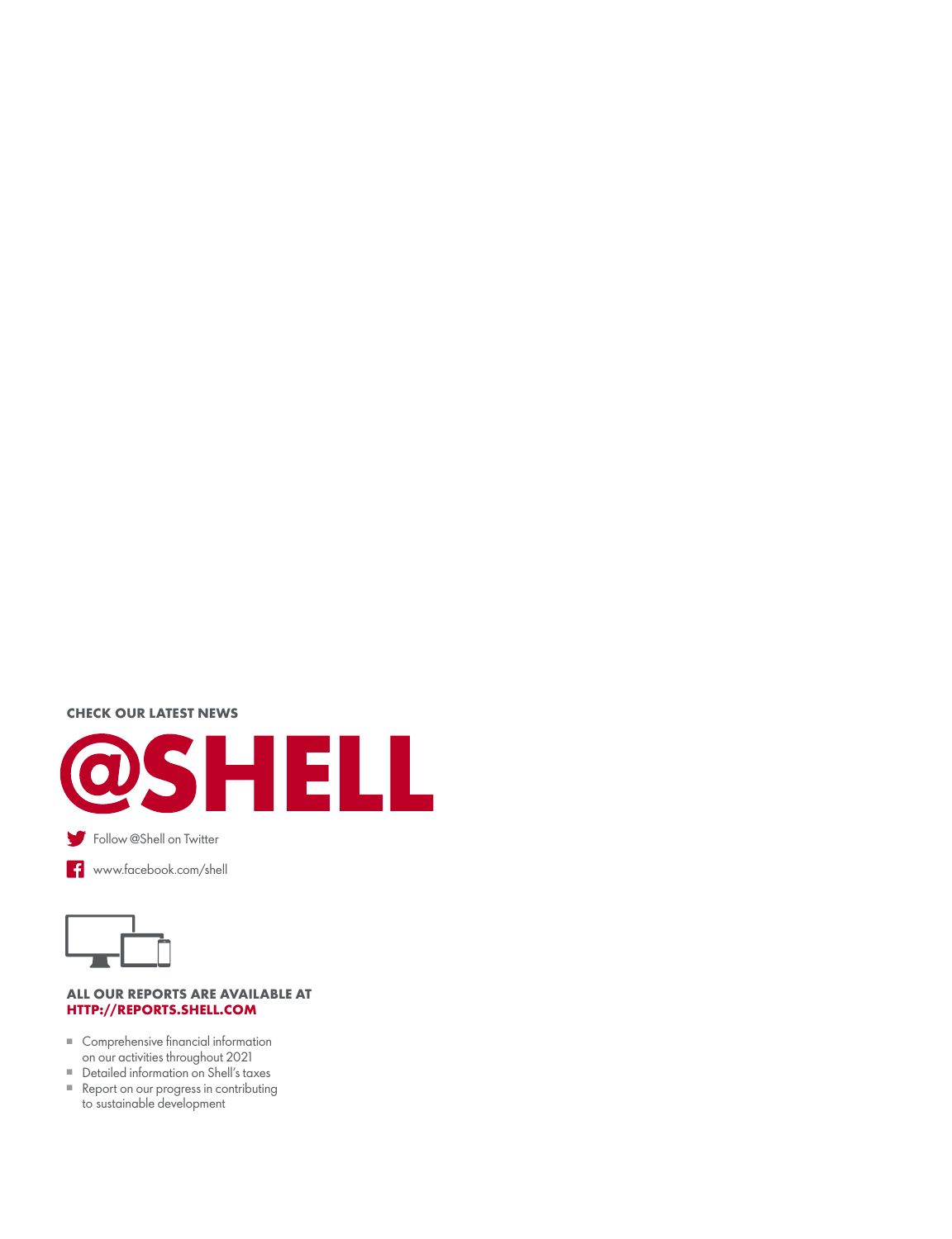**CHECK OUR LATEST NEWS**

# @SHELL

Follow @Shell on Twitter

www.facebook.com/shell

**ALL OUR REPORTS ARE AVAILABLE AT**
**HTTP://REPORTS.SHELL.COM**

- Comprehensive financial information on our activities throughout 2021
- Detailed information on Shell's taxes
- Report on our progress in contributing to sustainable development